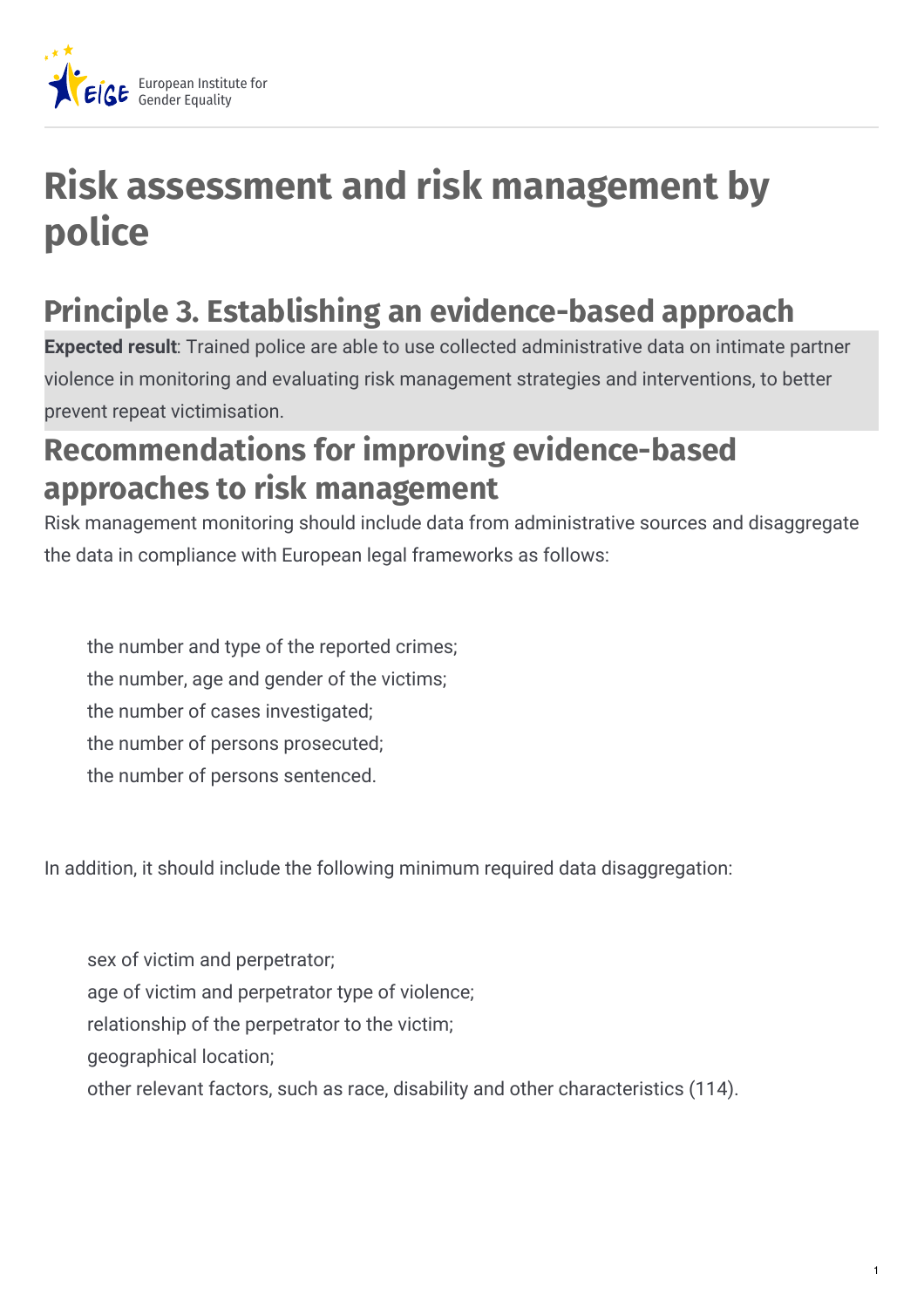# Risk assessment and risk management by police

## Principle 3. Establishing an evidence-based approach

**Expected result**: Trained police are able to use collected administrative data on intimate partner violence in monitoring and evaluating risk management strategies and interventions, to better prevent repeat victimisation.

## Recommendations for improving evidence-based approaches to risk management

Risk management monitoring should include data from administrative sources and disaggregate the data in compliance with European legal frameworks as follows:

- the number and type of the reported crimes;
- the number, age and gender of the victims;
- the number of cases investigated;
- the number of persons prosecuted;
- the number of persons sentenced.

In addition, it should include the following minimum required data disaggregation:

- sex of victim and perpetrator;
- age of victim and perpetrator type of violence;
- relationship of the perpetrator to the victim;
- geographical location;
- other relevant factors, such as race, disability and other characteristics (114).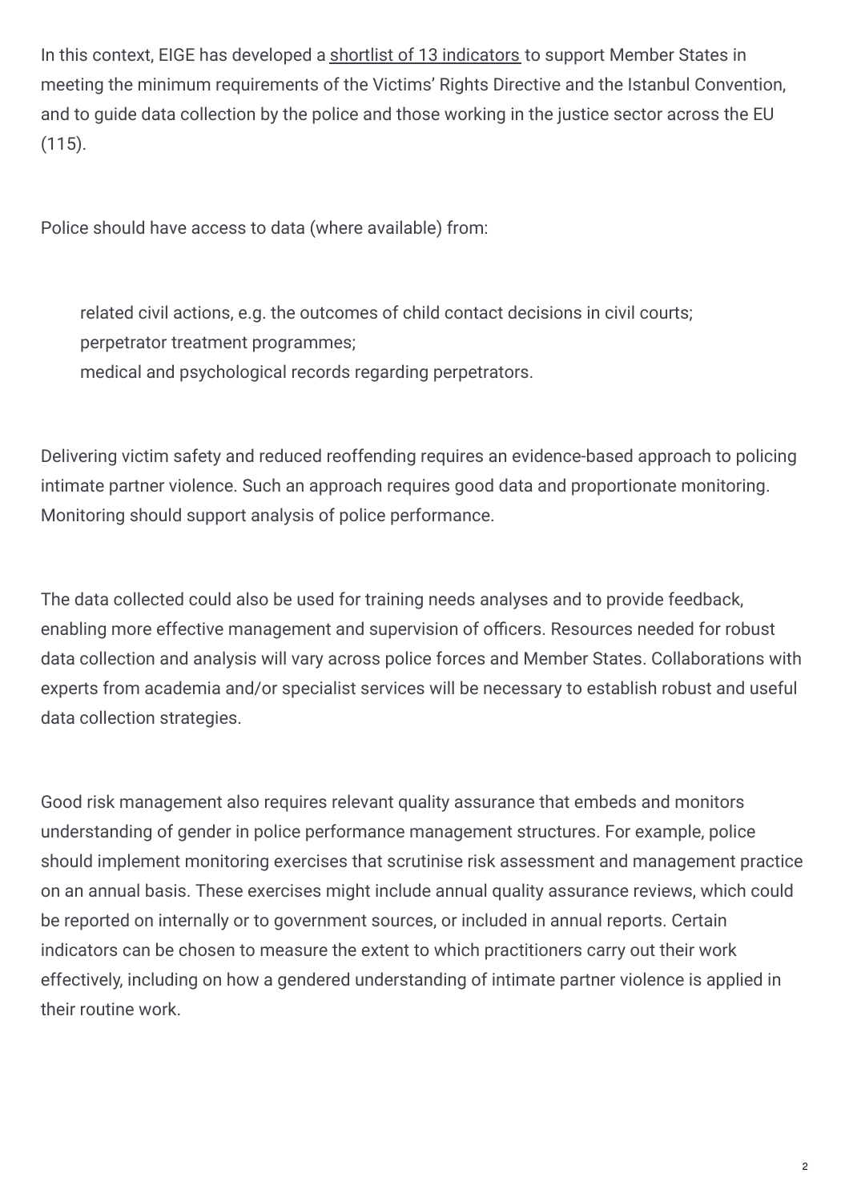In this context, EIGE has developed a shortlist of 13 indicators to support Member States in meeting the minimum requirements of the Victims' Rights Directive and the Istanbul Convention, and to guide data collection by the police and those working in the justice sector across the EU (115).

Police should have access to data (where available) from:

- related civil actions, e.g. the outcomes of child contact decisions in civil courts;
- perpetrator treatment programmes;
- medical and psychological records regarding perpetrators.

Delivering victim safety and reduced reoffending requires an evidence-based approach to policing intimate partner violence. Such an approach requires good data and proportionate monitoring. Monitoring should support analysis of police performance.

The data collected could also be used for training needs analyses and to provide feedback, enabling more effective management and supervision of officers. Resources needed for robust data collection and analysis will vary across police forces and Member States. Collaborations with experts from academia and/or specialist services will be necessary to establish robust and useful data collection strategies.

Good risk management also requires relevant quality assurance that embeds and monitors understanding of gender in police performance management structures. For example, police should implement monitoring exercises that scrutinise risk assessment and management practice on an annual basis. These exercises might include annual quality assurance reviews, which could be reported on internally or to government sources, or included in annual reports. Certain indicators can be chosen to measure the extent to which practitioners carry out their work effectively, including on how a gendered understanding of intimate partner violence is applied in their routine work.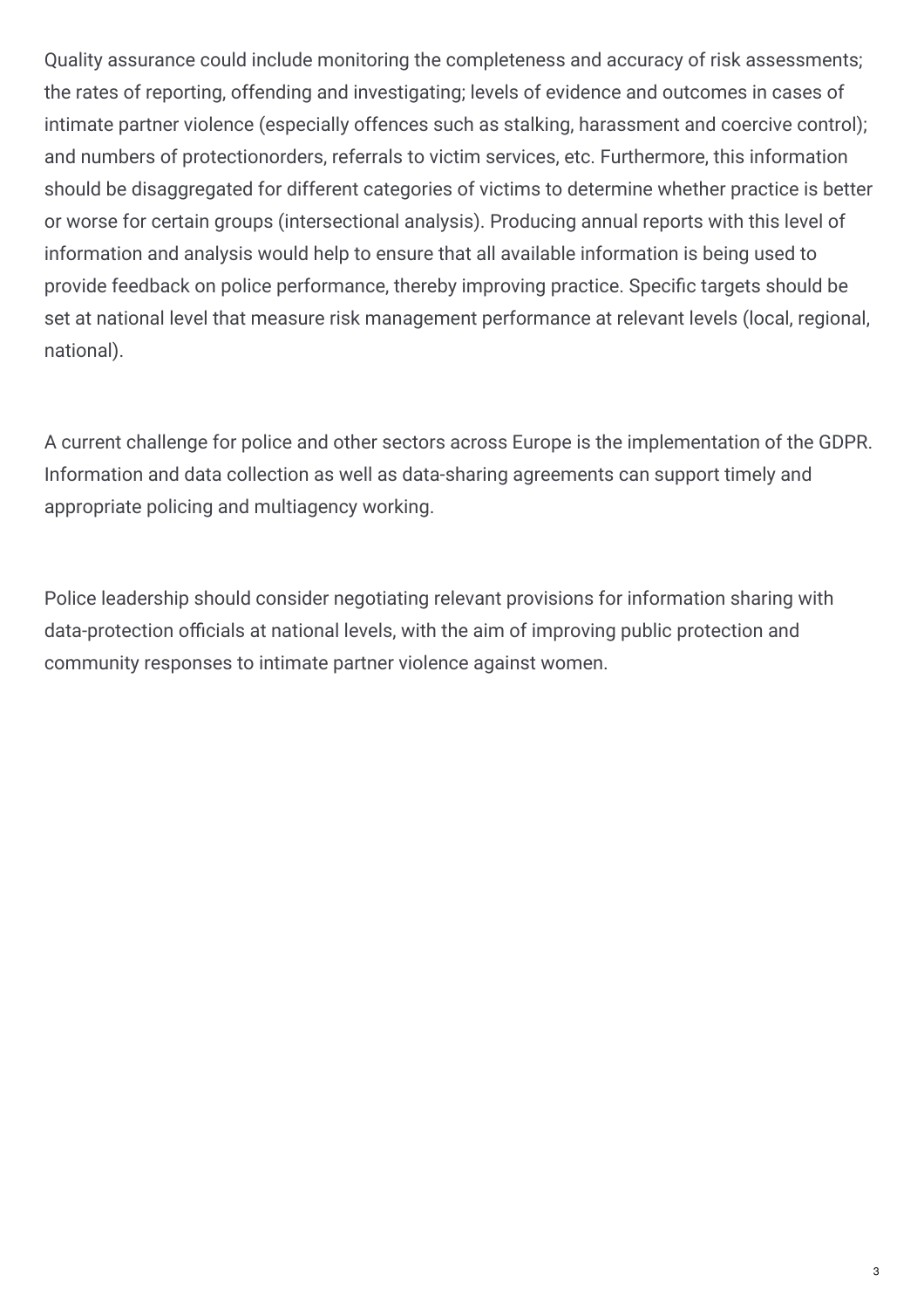Quality assurance could include monitoring the completeness and accuracy of risk assessments; the rates of reporting, offending and investigating; levels of evidence and outcomes in cases of intimate partner violence (especially offences such as stalking, harassment and coercive control); and numbers of protectionorders, referrals to victim services, etc. Furthermore, this information should be disaggregated for different categories of victims to determine whether practice is better or worse for certain groups (intersectional analysis). Producing annual reports with this level of information and analysis would help to ensure that all available information is being used to provide feedback on police performance, thereby improving practice. Specific targets should be set at national level that measure risk management performance at relevant levels (local, regional, national).

A current challenge for police and other sectors across Europe is the implementation of the GDPR. Information and data collection as well as data-sharing agreements can support timely and appropriate policing and multiagency working.

Police leadership should consider negotiating relevant provisions for information sharing with data-protection officials at national levels, with the aim of improving public protection and community responses to intimate partner violence against women.